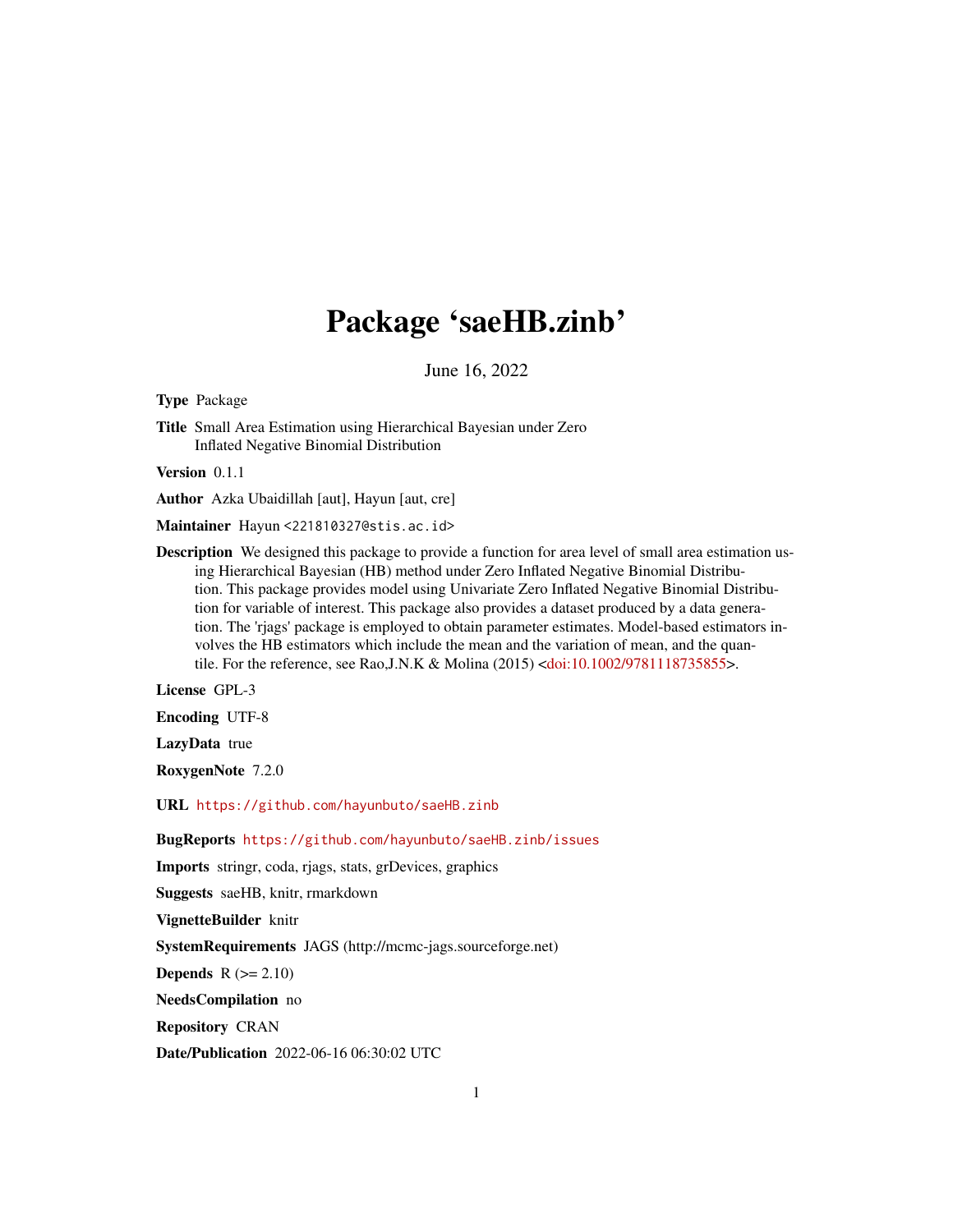# Package 'saeHB.zinb'

June 16, 2022

**Type** Package

**Title** Small Area Estimation using Hierarchical Bayesian under Zero Inflated Negative Binomial Distribution

**Version** 0.1.1

**Author** Azka Ubaidillah [aut], Hayun [aut, cre]

**Maintainer** Hayun <221810327@stis.ac.id>

**Description** We designed this package to provide a function for area level of small area estimation using Hierarchical Bayesian (HB) method under Zero Inflated Negative Binomial Distribution. This package provides model using Univariate Zero Inflated Negative Binomial Distribution for variable of interest. This package also provides a dataset produced by a data generation. The 'rjags' package is employed to obtain parameter estimates. Model-based estimators involves the HB estimators which include the mean and the variation of mean, and the quantile. For the reference, see Rao,J.N.K & Molina (2015) <doi:10.1002/9781118735855>.

**License** GPL-3

**Encoding** UTF-8

**LazyData** true

**RoxygenNote** 7.2.0

**URL** https://github.com/hayunbuto/saeHB.zinb

**BugReports** https://github.com/hayunbuto/saeHB.zinb/issues

**Imports** stringr, coda, rjags, stats, grDevices, graphics

**Suggests** saeHB, knitr, rmarkdown

**VignetteBuilder** knitr

**SystemRequirements** JAGS (http://mcmc-jags.sourceforge.net)

**Depends** R (>= 2.10)

**NeedsCompilation** no

**Repository** CRAN

**Date/Publication** 2022-06-16 06:30:02 UTC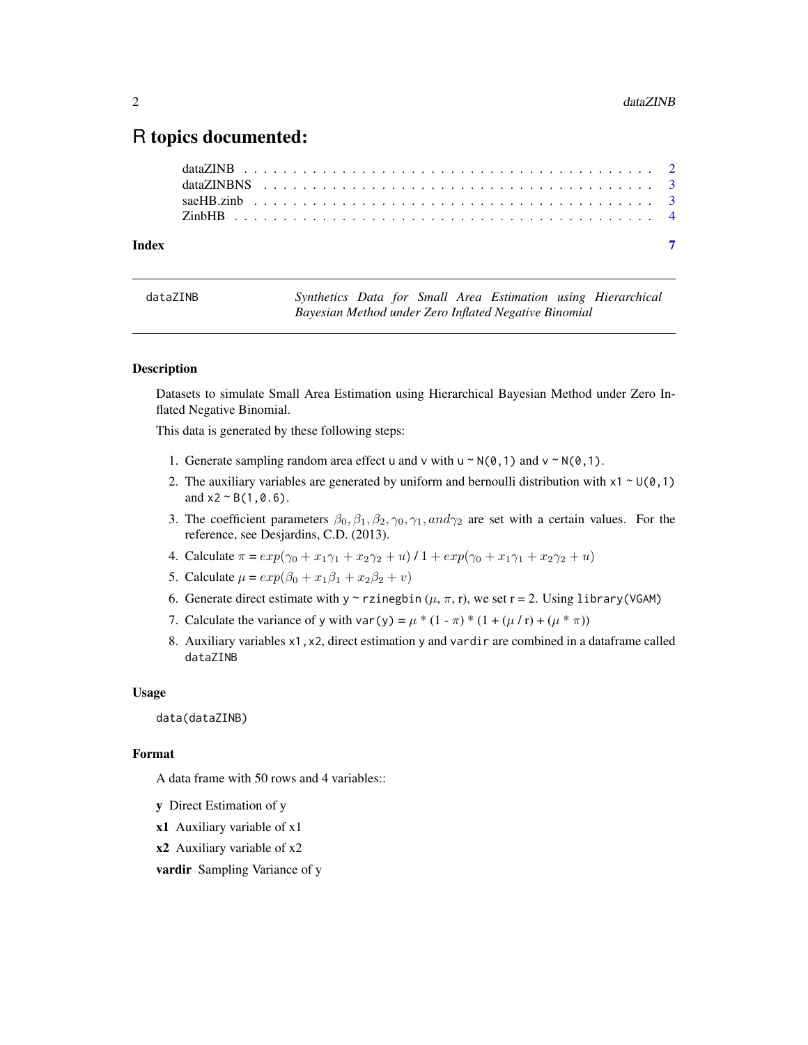# R topics documented:

| | |
|---|---|
| dataZINB | 2 |
| dataZINBNS | 3 |
| saeHB.zinb | 3 |
| ZinbHB | 4 |
| **Index** | **7** |

---

## dataZINB — *Synthetics Data for Small Area Estimation using Hierarchical Bayesian Method under Zero Inflated Negative Binomial*

### Description

Datasets to simulate Small Area Estimation using Hierarchical Bayesian Method under Zero Inflated Negative Binomial.

This data is generated by these following steps:

1. Generate sampling random area effect `u` and `v` with `u ~ N(0,1)` and `v ~ N(0,1)`.
2. The auxiliary variables are generated by uniform and bernoulli distribution with `x1 ~ U(0,1)` and `x2 ~ B(1,0.6)`.
3. The coefficient parameters $\beta_0, \beta_1, \beta_2, \gamma_0, \gamma_1, and \gamma_2$ are set with a certain values. For the reference, see Desjardins, C.D. (2013).
4. Calculate $\pi$ = $exp(\gamma_0 + x_1\gamma_1 + x_2\gamma_2 + u)$ / 1 + $exp(\gamma_0 + x_1\gamma_1 + x_2\gamma_2 + u)$
5. Calculate $\mu$ = $exp(\beta_0 + x_1\beta_1 + x_2\beta_2 + v)$
6. Generate direct estimate with `y ~ rzinegbin` ($\mu$, $\pi$, r), we set r = 2. Using `library(VGAM)`
7. Calculate the variance of `y` with `var(y)` = $\mu$ * (1 - $\pi$) * (1 + ($\mu$ / r) + ($\mu$ * $\pi$))
8. Auxiliary variables `x1,x2`, direct estimation `y` and `vardir` are combined in a dataframe called `dataZINB`

### Usage

```
data(dataZINB)
```

### Format

A data frame with 50 rows and 4 variables::

**y** Direct Estimation of y

**x1** Auxiliary variable of x1

**x2** Auxiliary variable of x2

**vardir** Sampling Variance of y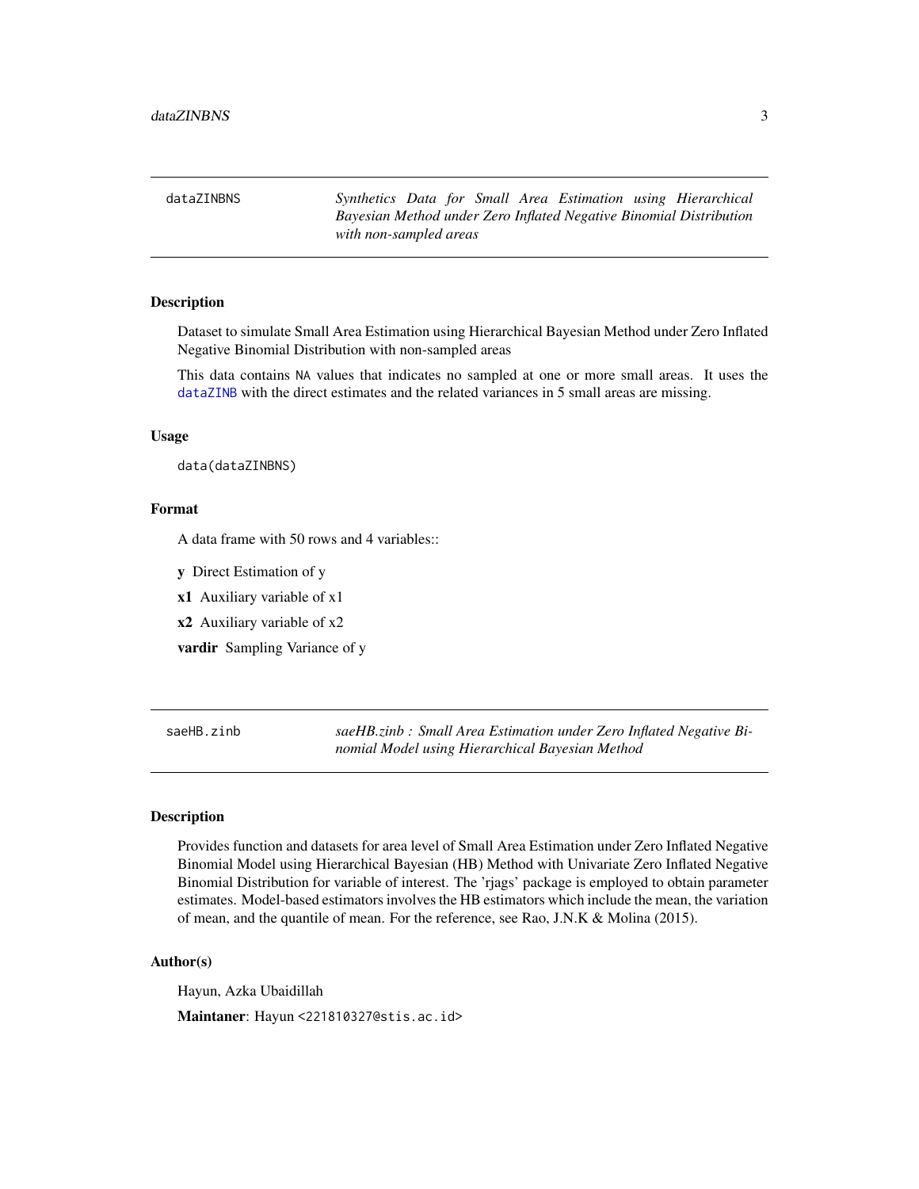## dataZINBNS — *Synthetics Data for Small Area Estimation using Hierarchical Bayesian Method under Zero Inflated Negative Binomial Distribution with non-sampled areas*

### Description

Dataset to simulate Small Area Estimation using Hierarchical Bayesian Method under Zero Inflated Negative Binomial Distribution with non-sampled areas

This data contains `NA` values that indicates no sampled at one or more small areas. It uses the `dataZINB` with the direct estimates and the related variances in 5 small areas are missing.

### Usage

```
data(dataZINBNS)
```

### Format

A data frame with 50 rows and 4 variables::

- **y** Direct Estimation of y
- **x1** Auxiliary variable of x1
- **x2** Auxiliary variable of x2
- **vardir** Sampling Variance of y

## saeHB.zinb — *saeHB.zinb : Small Area Estimation under Zero Inflated Negative Binomial Model using Hierarchical Bayesian Method*

### Description

Provides function and datasets for area level of Small Area Estimation under Zero Inflated Negative Binomial Model using Hierarchical Bayesian (HB) Method with Univariate Zero Inflated Negative Binomial Distribution for variable of interest. The 'rjags' package is employed to obtain parameter estimates. Model-based estimators involves the HB estimators which include the mean, the variation of mean, and the quantile of mean. For the reference, see Rao, J.N.K & Molina (2015).

### Author(s)

Hayun, Azka Ubaidillah

**Maintaner**: Hayun `<221810327@stis.ac.id>`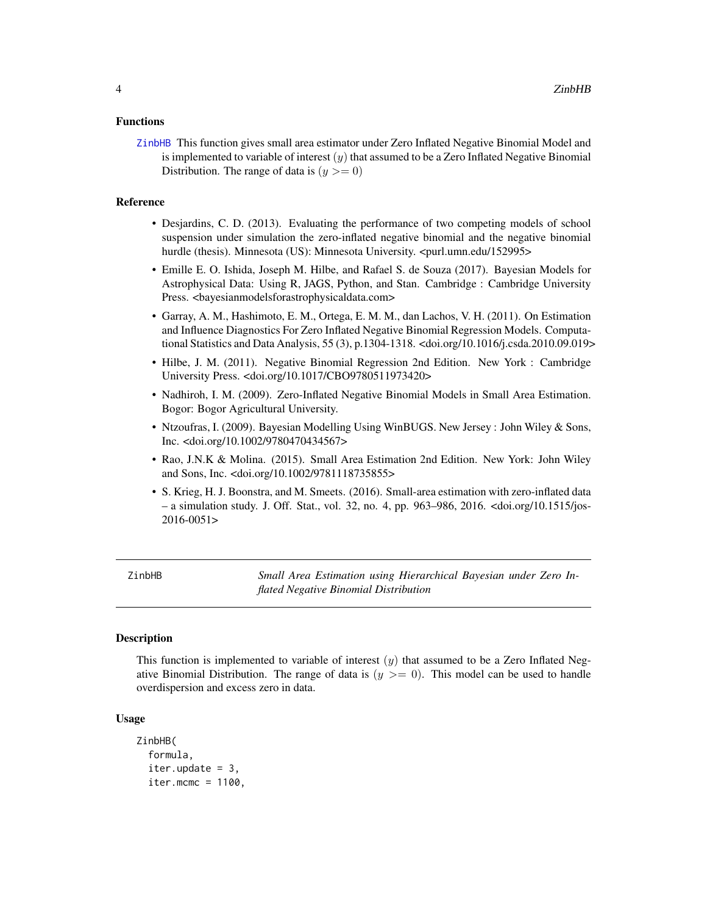## Functions

**ZinbHB** This function gives small area estimator under Zero Inflated Negative Binomial Model and is implemented to variable of interest $(y)$ that assumed to be a Zero Inflated Negative Binomial Distribution. The range of data is $(y >= 0)$

## Reference

- Desjardins, C. D. (2013). Evaluating the performance of two competing models of school suspension under simulation the zero-inflated negative binomial and the negative binomial hurdle (thesis). Minnesota (US): Minnesota University. <purl.umn.edu/152995>
- Emille E. O. Ishida, Joseph M. Hilbe, and Rafael S. de Souza (2017). Bayesian Models for Astrophysical Data: Using R, JAGS, Python, and Stan. Cambridge : Cambridge University Press. <bayesianmodelsforastrophysicaldata.com>
- Garray, A. M., Hashimoto, E. M., Ortega, E. M. M., dan Lachos, V. H. (2011). On Estimation and Influence Diagnostics For Zero Inflated Negative Binomial Regression Models. Computational Statistics and Data Analysis, 55 (3), p.1304-1318. <doi.org/10.1016/j.csda.2010.09.019>
- Hilbe, J. M. (2011). Negative Binomial Regression 2nd Edition. New York : Cambridge University Press. <doi.org/10.1017/CBO9780511973420>
- Nadhiroh, I. M. (2009). Zero-Inflated Negative Binomial Models in Small Area Estimation. Bogor: Bogor Agricultural University.
- Ntzoufras, I. (2009). Bayesian Modelling Using WinBUGS. New Jersey : John Wiley & Sons, Inc. <doi.org/10.1002/9780470434567>
- Rao, J.N.K & Molina. (2015). Small Area Estimation 2nd Edition. New York: John Wiley and Sons, Inc. <doi.org/10.1002/9781118735855>
- S. Krieg, H. J. Boonstra, and M. Smeets. (2016). Small-area estimation with zero-inflated data – a simulation study. J. Off. Stat., vol. 32, no. 4, pp. 963–986, 2016. <doi.org/10.1515/jos-2016-0051>

---

# ZinbHB — *Small Area Estimation using Hierarchical Bayesian under Zero Inflated Negative Binomial Distribution*

## Description

This function is implemented to variable of interest $(y)$ that assumed to be a Zero Inflated Negative Binomial Distribution. The range of data is $(y >= 0)$. This model can be used to handle overdispersion and excess zero in data.

## Usage

```
ZinbHB(
  formula,
  iter.update = 3,
  iter.mcmc = 1100,
```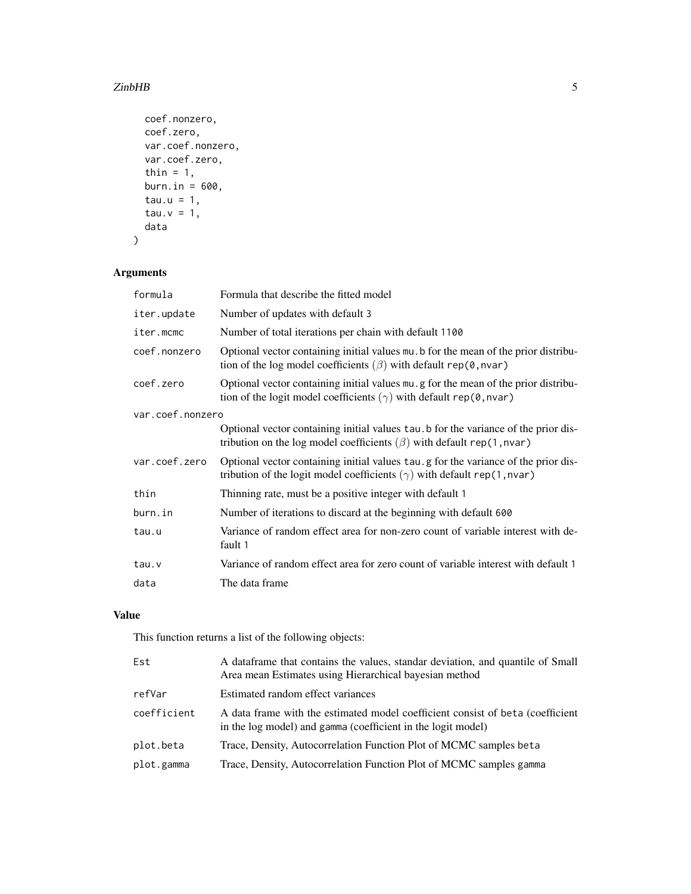```
  coef.nonzero,
  coef.zero,
  var.coef.nonzero,
  var.coef.zero,
  thin = 1,
  burn.in = 600,
  tau.u = 1,
  tau.v = 1,
  data
)
```

## Arguments

| Argument | Description |
|---|---|
| `formula` | Formula that describe the fitted model |
| `iter.update` | Number of updates with default 3 |
| `iter.mcmc` | Number of total iterations per chain with default 1100 |
| `coef.nonzero` | Optional vector containing initial values mu.b for the mean of the prior distribution of the log model coefficients ($\beta$) with default rep(0,nvar) |
| `coef.zero` | Optional vector containing initial values mu.g for the mean of the prior distribution of the logit model coefficients ($\gamma$) with default rep(0,nvar) |
| `var.coef.nonzero` | Optional vector containing initial values tau.b for the variance of the prior distribution on the log model coefficients ($\beta$) with default rep(1,nvar) |
| `var.coef.zero` | Optional vector containing initial values tau.g for the variance of the prior distribution of the logit model coefficients ($\gamma$) with default rep(1,nvar) |
| `thin` | Thinning rate, must be a positive integer with default 1 |
| `burn.in` | Number of iterations to discard at the beginning with default 600 |
| `tau.u` | Variance of random effect area for non-zero count of variable interest with default 1 |
| `tau.v` | Variance of random effect area for zero count of variable interest with default 1 |
| `data` | The data frame |

## Value

This function returns a list of the following objects:

| Object | Description |
|---|---|
| `Est` | A dataframe that contains the values, standar deviation, and quantile of Small Area mean Estimates using Hierarchical bayesian method |
| `refVar` | Estimated random effect variances |
| `coefficient` | A data frame with the estimated model coefficient consist of beta (coefficient in the log model) and gamma (coefficient in the logit model) |
| `plot.beta` | Trace, Density, Autocorrelation Function Plot of MCMC samples beta |
| `plot.gamma` | Trace, Density, Autocorrelation Function Plot of MCMC samples gamma |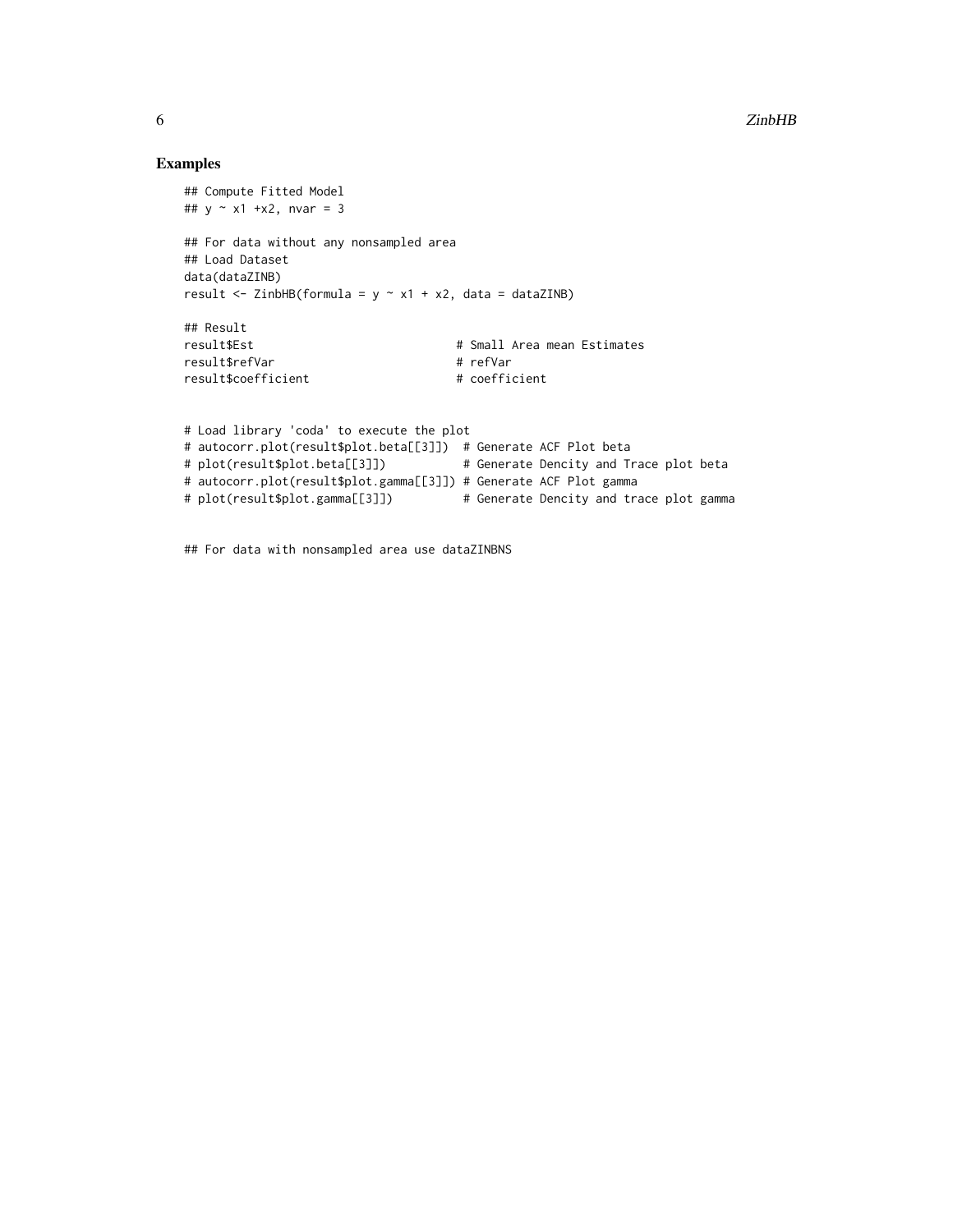### Examples

```
## Compute Fitted Model
## y ~ x1 +x2, nvar = 3

## For data without any nonsampled area
## Load Dataset
data(dataZINB)
result <- ZinbHB(formula = y ~ x1 + x2, data = dataZINB)

## Result
result$Est                              # Small Area mean Estimates
result$refVar                           # refVar
result$coefficient                      # coefficient


# Load library 'coda' to execute the plot
# autocorr.plot(result$plot.beta[[3]])  # Generate ACF Plot beta
# plot(result$plot.beta[[3]])           # Generate Dencity and Trace plot beta
# autocorr.plot(result$plot.gamma[[3]]) # Generate ACF Plot gamma
# plot(result$plot.gamma[[3]])          # Generate Dencity and trace plot gamma


## For data with nonsampled area use dataZINBNS
```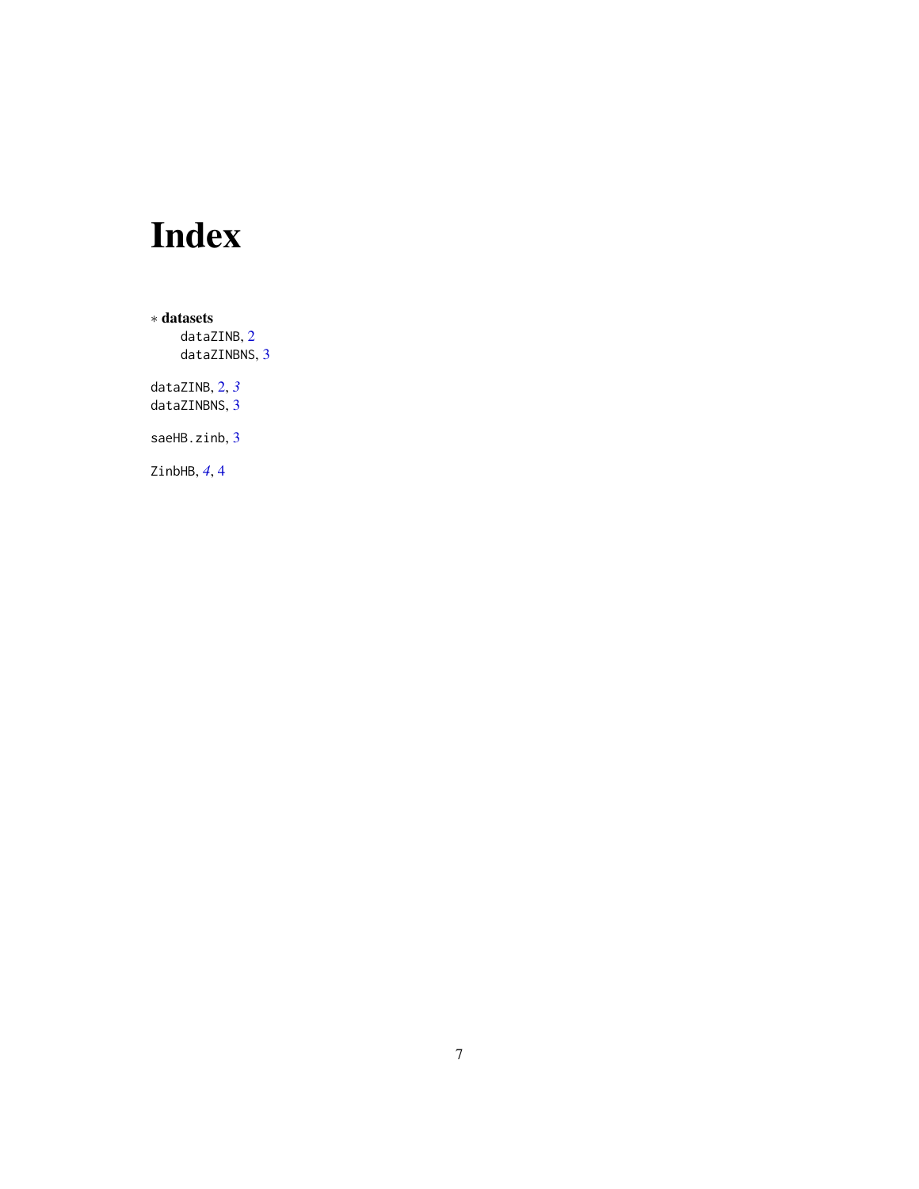# Index

∗ **datasets**
  dataZINB, 2
  dataZINBNS, 3

dataZINB, 2, *3*
dataZINBNS, 3

saeHB.zinb, 3

ZinbHB, *4*, 4